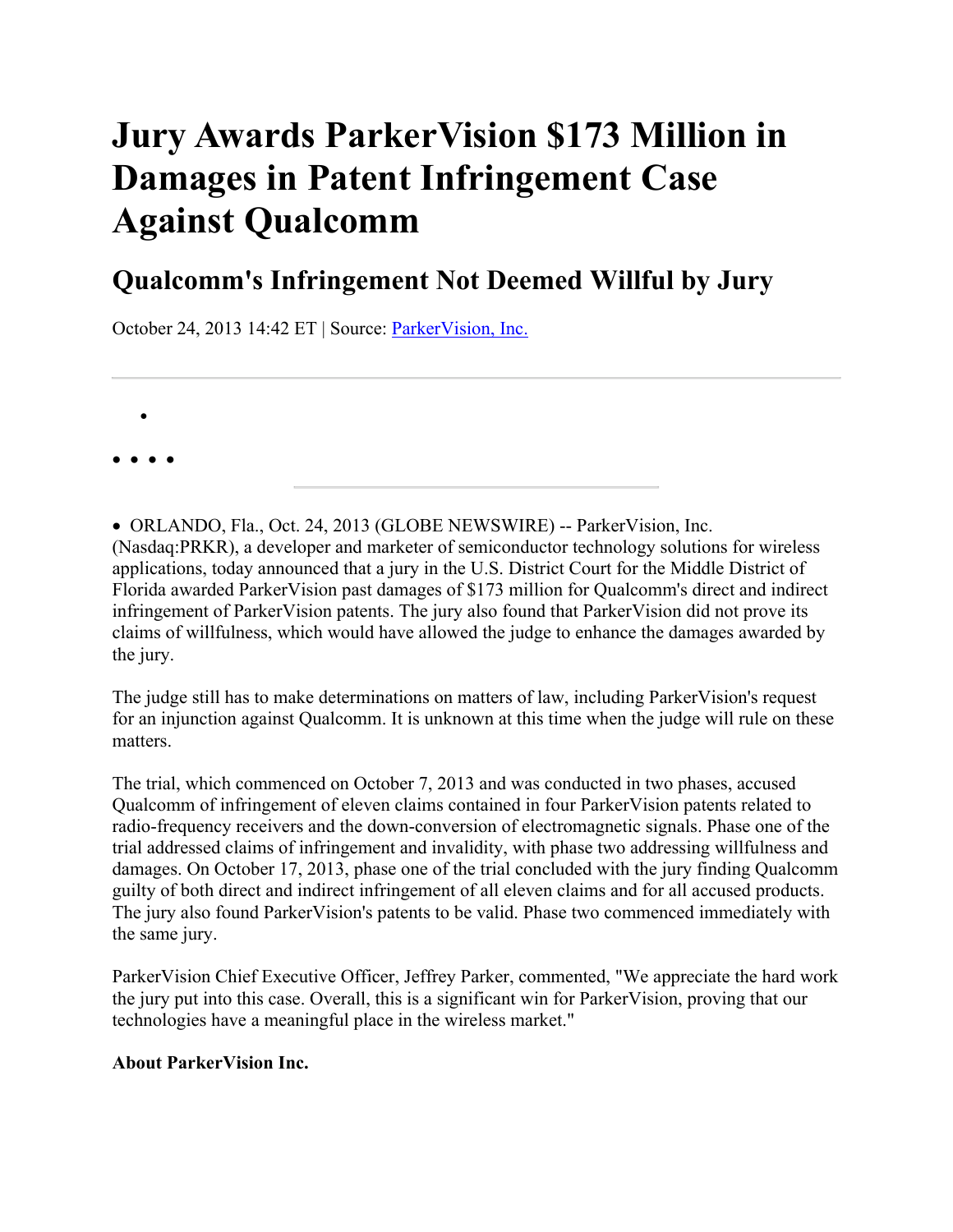# Jury Awards ParkerVision $173 Million in Damages in Patent Infringement Case Against Qualcomm

## Qualcomm's Infringement Not Deemed Willful by Jury

October 24, 2013 14:42 ET | Source: ParkerVision, Inc.

ORLANDO, Fla., Oct. 24, 2013 (GLOBE NEWSWIRE) -- ParkerVision, Inc. (Nasdaq:PRKR), a developer and marketer of semiconductor technology solutions for wireless applications, today announced that a jury in the U.S. District Court for the Middle District of Florida awarded ParkerVision past damages of $173 million for Qualcomm's direct and indirect infringement of ParkerVision patents. The jury also found that ParkerVision did not prove its claims of willfulness, which would have allowed the judge to enhance the damages awarded by the jury.

The judge still has to make determinations on matters of law, including ParkerVision's request for an injunction against Qualcomm. It is unknown at this time when the judge will rule on these matters.

The trial, which commenced on October 7, 2013 and was conducted in two phases, accused Qualcomm of infringement of eleven claims contained in four ParkerVision patents related to radio-frequency receivers and the down-conversion of electromagnetic signals. Phase one of the trial addressed claims of infringement and invalidity, with phase two addressing willfulness and damages. On October 17, 2013, phase one of the trial concluded with the jury finding Qualcomm guilty of both direct and indirect infringement of all eleven claims and for all accused products. The jury also found ParkerVision's patents to be valid. Phase two commenced immediately with the same jury.

ParkerVision Chief Executive Officer, Jeffrey Parker, commented, "We appreciate the hard work the jury put into this case. Overall, this is a significant win for ParkerVision, proving that our technologies have a meaningful place in the wireless market."

**About ParkerVision Inc.**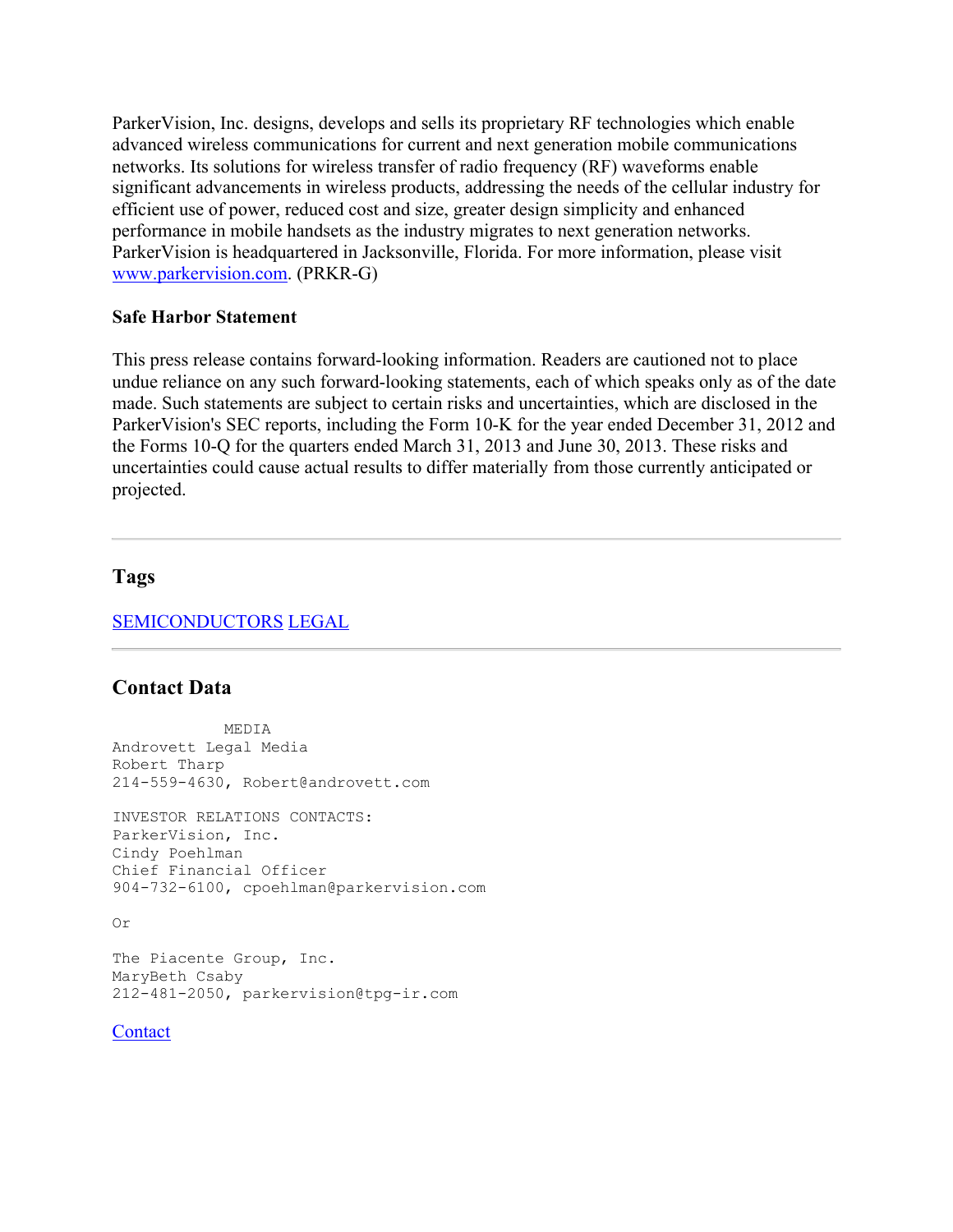ParkerVision, Inc. designs, develops and sells its proprietary RF technologies which enable advanced wireless communications for current and next generation mobile communications networks. Its solutions for wireless transfer of radio frequency (RF) waveforms enable significant advancements in wireless products, addressing the needs of the cellular industry for efficient use of power, reduced cost and size, greater design simplicity and enhanced performance in mobile handsets as the industry migrates to next generation networks. ParkerVision is headquartered in Jacksonville, Florida. For more information, please visit www.parkervision.com. (PRKR-G)

**Safe Harbor Statement**

This press release contains forward-looking information. Readers are cautioned not to place undue reliance on any such forward-looking statements, each of which speaks only as of the date made. Such statements are subject to certain risks and uncertainties, which are disclosed in the ParkerVision's SEC reports, including the Form 10-K for the year ended December 31, 2012 and the Forms 10-Q for the quarters ended March 31, 2013 and June 30, 2013. These risks and uncertainties could cause actual results to differ materially from those currently anticipated or projected.

---

## Tags

SEMICONDUCTORS LEGAL

---

## Contact Data

```
            MEDIA
Androvett Legal Media
Robert Tharp
214-559-4630, Robert@androvett.com

INVESTOR RELATIONS CONTACTS:
ParkerVision, Inc.
Cindy Poehlman
Chief Financial Officer
904-732-6100, cpoehlman@parkervision.com

Or

The Piacente Group, Inc.
MaryBeth Csaby
212-481-2050, parkervision@tpg-ir.com
```

Contact